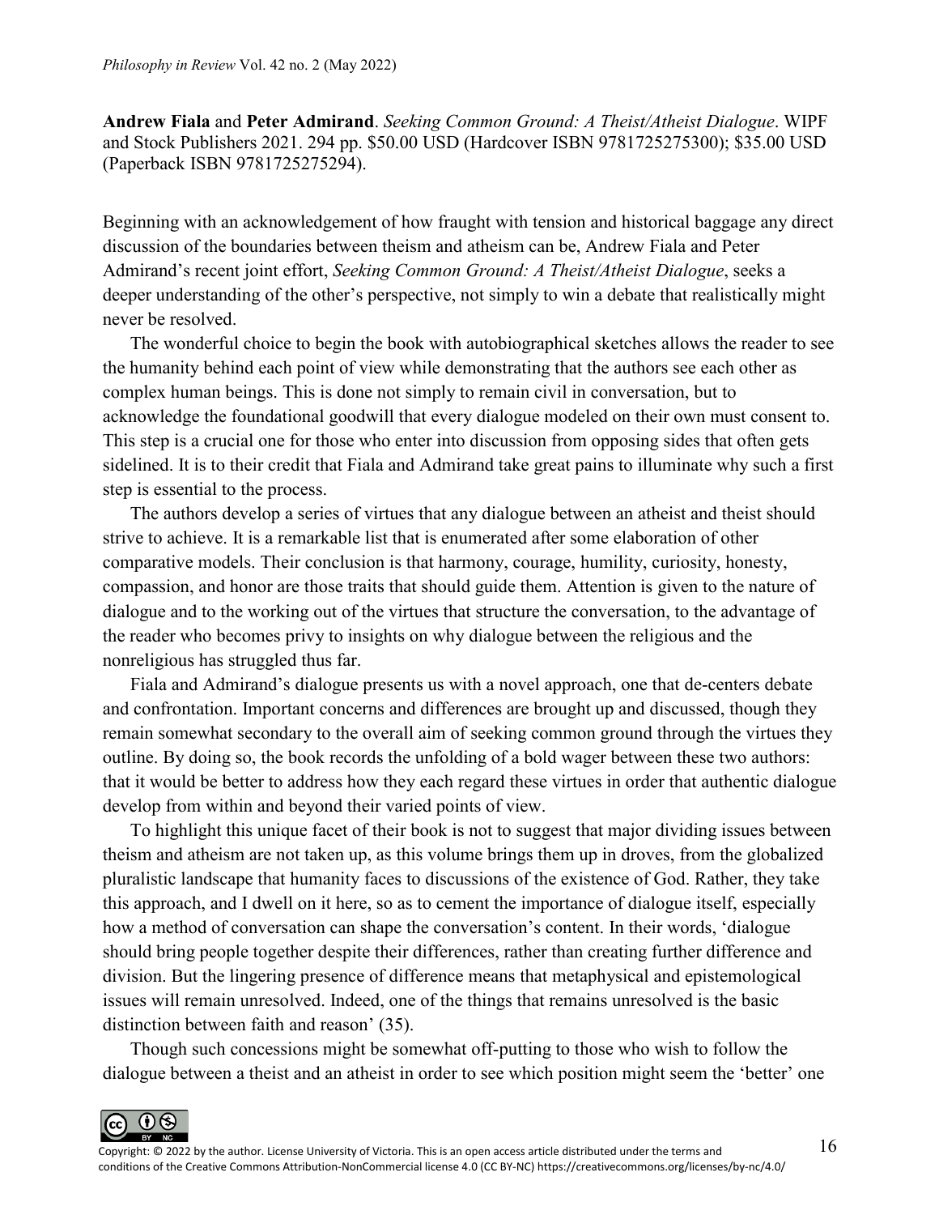**Andrew Fiala** and **Peter Admirand**. *Seeking Common Ground: A Theist/Atheist Dialogue*. WIPF and Stock Publishers 2021. 294 pp. $50.00 USD (Hardcover ISBN 9781725275300); $35.00 USD (Paperback ISBN 9781725275294).

Beginning with an acknowledgement of how fraught with tension and historical baggage any direct discussion of the boundaries between theism and atheism can be, Andrew Fiala and Peter Admirand's recent joint effort, *Seeking Common Ground: A Theist/Atheist Dialogue*, seeks a deeper understanding of the other's perspective, not simply to win a debate that realistically might never be resolved.

The wonderful choice to begin the book with autobiographical sketches allows the reader to see the humanity behind each point of view while demonstrating that the authors see each other as complex human beings. This is done not simply to remain civil in conversation, but to acknowledge the foundational goodwill that every dialogue modeled on their own must consent to. This step is a crucial one for those who enter into discussion from opposing sides that often gets sidelined. It is to their credit that Fiala and Admirand take great pains to illuminate why such a first step is essential to the process.

The authors develop a series of virtues that any dialogue between an atheist and theist should strive to achieve. It is a remarkable list that is enumerated after some elaboration of other comparative models. Their conclusion is that harmony, courage, humility, curiosity, honesty, compassion, and honor are those traits that should guide them. Attention is given to the nature of dialogue and to the working out of the virtues that structure the conversation, to the advantage of the reader who becomes privy to insights on why dialogue between the religious and the nonreligious has struggled thus far.

Fiala and Admirand's dialogue presents us with a novel approach, one that de-centers debate and confrontation. Important concerns and differences are brought up and discussed, though they remain somewhat secondary to the overall aim of seeking common ground through the virtues they outline. By doing so, the book records the unfolding of a bold wager between these two authors: that it would be better to address how they each regard these virtues in order that authentic dialogue develop from within and beyond their varied points of view.

To highlight this unique facet of their book is not to suggest that major dividing issues between theism and atheism are not taken up, as this volume brings them up in droves, from the globalized pluralistic landscape that humanity faces to discussions of the existence of God. Rather, they take this approach, and I dwell on it here, so as to cement the importance of dialogue itself, especially how a method of conversation can shape the conversation's content. In their words, 'dialogue should bring people together despite their differences, rather than creating further difference and division. But the lingering presence of difference means that metaphysical and epistemological issues will remain unresolved. Indeed, one of the things that remains unresolved is the basic distinction between faith and reason' (35).

Though such concessions might be somewhat off-putting to those who wish to follow the dialogue between a theist and an atheist in order to see which position might seem the 'better' one

Copyright: © 2022 by the author. License University of Victoria. This is an open access article distributed under the terms and conditions of the Creative Commons Attribution-NonCommercial license 4.0 (CC BY-NC) https://creativecommons.org/licenses/by-nc/4.0/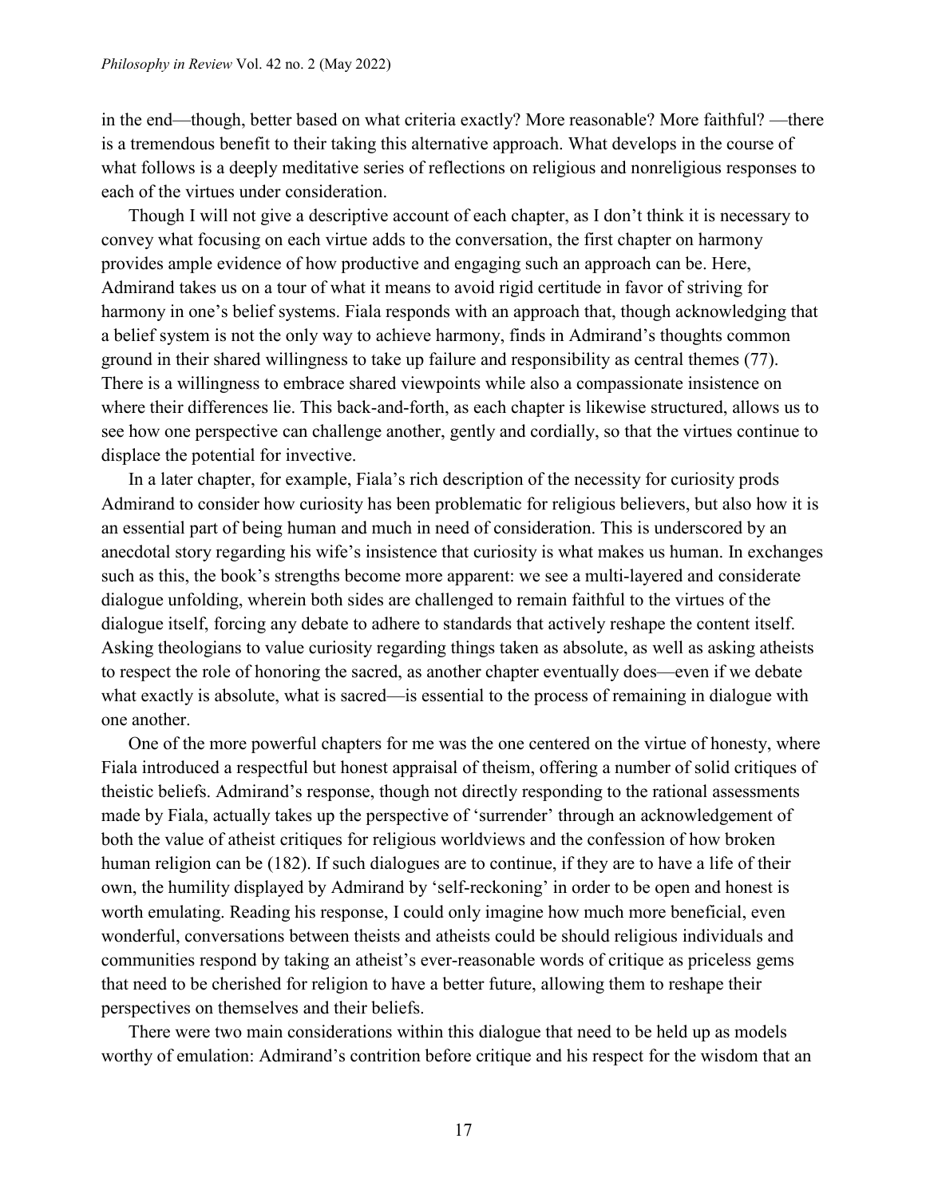in the end—though, better based on what criteria exactly? More reasonable? More faithful? —there is a tremendous benefit to their taking this alternative approach. What develops in the course of what follows is a deeply meditative series of reflections on religious and nonreligious responses to each of the virtues under consideration.

Though I will not give a descriptive account of each chapter, as I don't think it is necessary to convey what focusing on each virtue adds to the conversation, the first chapter on harmony provides ample evidence of how productive and engaging such an approach can be. Here, Admirand takes us on a tour of what it means to avoid rigid certitude in favor of striving for harmony in one's belief systems. Fiala responds with an approach that, though acknowledging that a belief system is not the only way to achieve harmony, finds in Admirand's thoughts common ground in their shared willingness to take up failure and responsibility as central themes (77). There is a willingness to embrace shared viewpoints while also a compassionate insistence on where their differences lie. This back-and-forth, as each chapter is likewise structured, allows us to see how one perspective can challenge another, gently and cordially, so that the virtues continue to displace the potential for invective.

In a later chapter, for example, Fiala's rich description of the necessity for curiosity prods Admirand to consider how curiosity has been problematic for religious believers, but also how it is an essential part of being human and much in need of consideration. This is underscored by an anecdotal story regarding his wife's insistence that curiosity is what makes us human. In exchanges such as this, the book's strengths become more apparent: we see a multi-layered and considerate dialogue unfolding, wherein both sides are challenged to remain faithful to the virtues of the dialogue itself, forcing any debate to adhere to standards that actively reshape the content itself. Asking theologians to value curiosity regarding things taken as absolute, as well as asking atheists to respect the role of honoring the sacred, as another chapter eventually does—even if we debate what exactly is absolute, what is sacred—is essential to the process of remaining in dialogue with one another.

One of the more powerful chapters for me was the one centered on the virtue of honesty, where Fiala introduced a respectful but honest appraisal of theism, offering a number of solid critiques of theistic beliefs. Admirand's response, though not directly responding to the rational assessments made by Fiala, actually takes up the perspective of 'surrender' through an acknowledgement of both the value of atheist critiques for religious worldviews and the confession of how broken human religion can be (182). If such dialogues are to continue, if they are to have a life of their own, the humility displayed by Admirand by 'self-reckoning' in order to be open and honest is worth emulating. Reading his response, I could only imagine how much more beneficial, even wonderful, conversations between theists and atheists could be should religious individuals and communities respond by taking an atheist's ever-reasonable words of critique as priceless gems that need to be cherished for religion to have a better future, allowing them to reshape their perspectives on themselves and their beliefs.

There were two main considerations within this dialogue that need to be held up as models worthy of emulation: Admirand's contrition before critique and his respect for the wisdom that an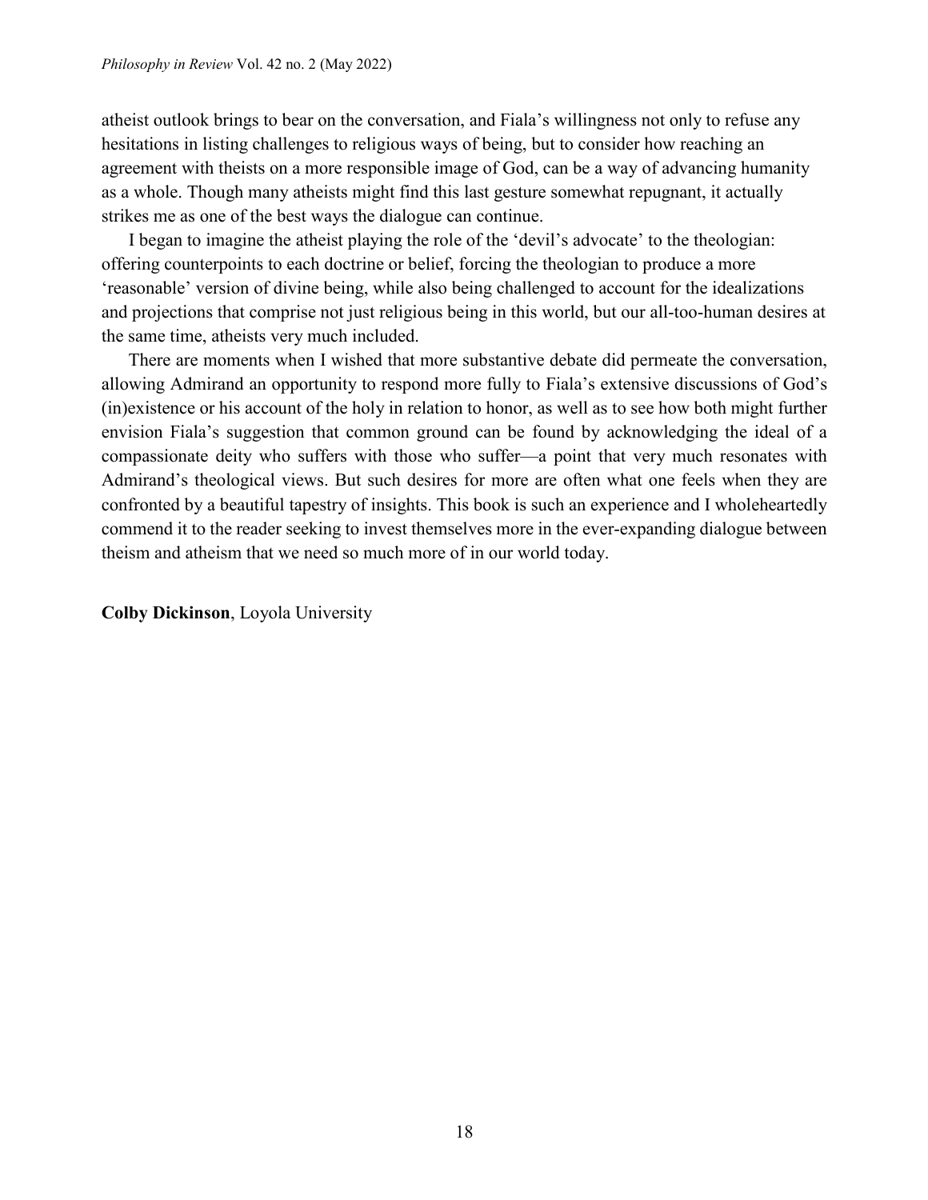atheist outlook brings to bear on the conversation, and Fiala's willingness not only to refuse any hesitations in listing challenges to religious ways of being, but to consider how reaching an agreement with theists on a more responsible image of God, can be a way of advancing humanity as a whole. Though many atheists might find this last gesture somewhat repugnant, it actually strikes me as one of the best ways the dialogue can continue.

I began to imagine the atheist playing the role of the 'devil's advocate' to the theologian: offering counterpoints to each doctrine or belief, forcing the theologian to produce a more 'reasonable' version of divine being, while also being challenged to account for the idealizations and projections that comprise not just religious being in this world, but our all-too-human desires at the same time, atheists very much included.

There are moments when I wished that more substantive debate did permeate the conversation, allowing Admirand an opportunity to respond more fully to Fiala's extensive discussions of God's (in)existence or his account of the holy in relation to honor, as well as to see how both might further envision Fiala's suggestion that common ground can be found by acknowledging the ideal of a compassionate deity who suffers with those who suffer—a point that very much resonates with Admirand's theological views. But such desires for more are often what one feels when they are confronted by a beautiful tapestry of insights. This book is such an experience and I wholeheartedly commend it to the reader seeking to invest themselves more in the ever-expanding dialogue between theism and atheism that we need so much more of in our world today.

**Colby Dickinson**, Loyola University